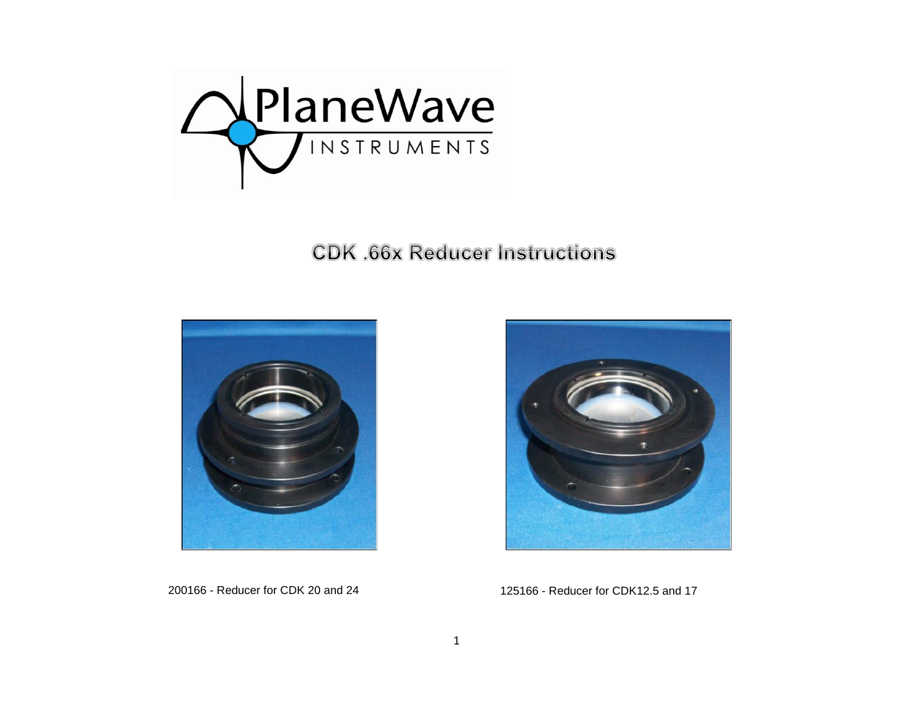# CDK .66x Reducer Instructions

200166 - Reducer for CDK 20 and 24

125166 - Reducer for CDK12.5 and 17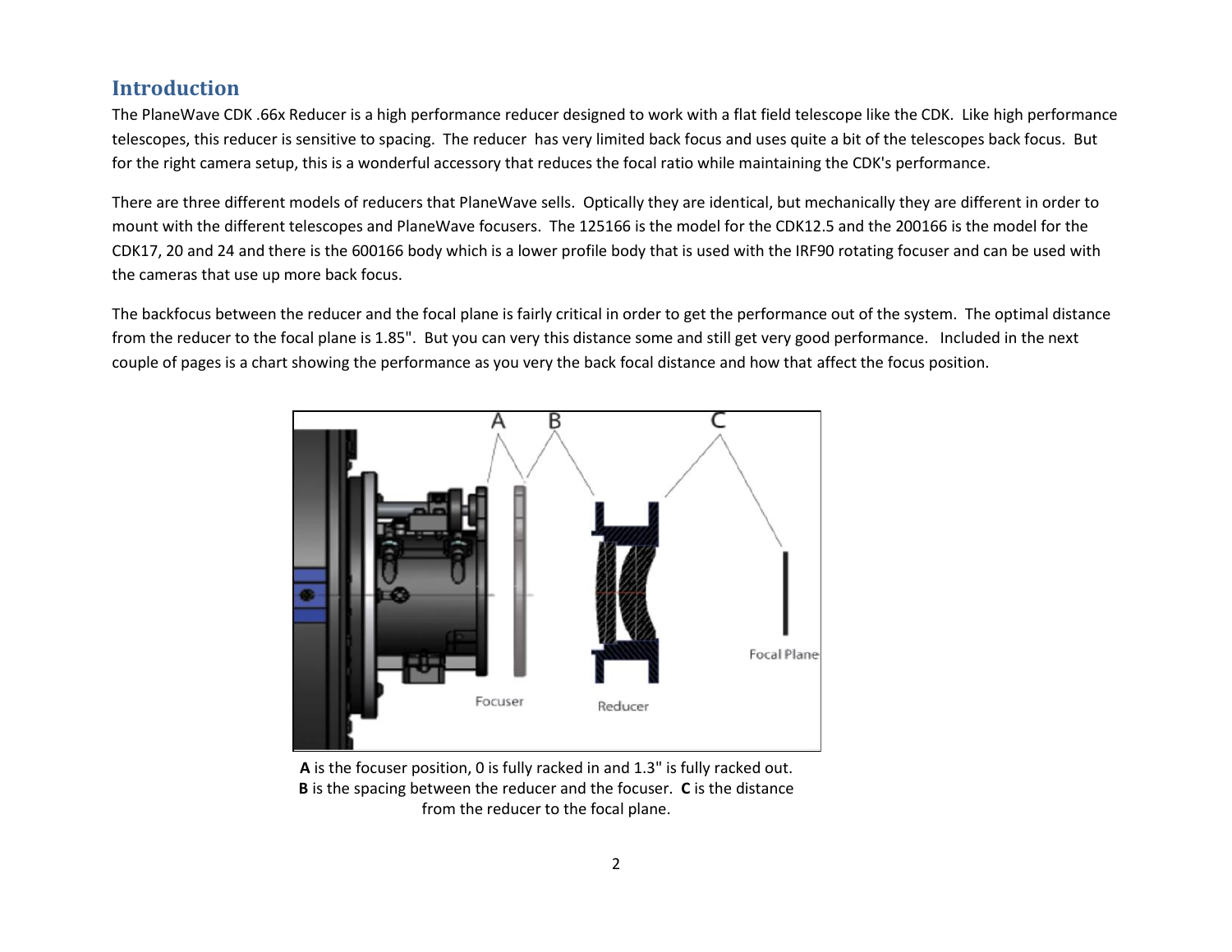## Introduction

The PlaneWave CDK .66x Reducer is a high performance reducer designed to work with a flat field telescope like the CDK. Like high performance telescopes, this reducer is sensitive to spacing. The reducer has very limited back focus and uses quite a bit of the telescopes back focus. But for the right camera setup, this is a wonderful accessory that reduces the focal ratio while maintaining the CDK's performance.

There are three different models of reducers that PlaneWave sells. Optically they are identical, but mechanically they are different in order to mount with the different telescopes and PlaneWave focusers. The 125166 is the model for the CDK12.5 and the 200166 is the model for the CDK17, 20 and 24 and there is the 600166 body which is a lower profile body that is used with the IRF90 rotating focuser and can be used with the cameras that use up more back focus.

The backfocus between the reducer and the focal plane is fairly critical in order to get the performance out of the system. The optimal distance from the reducer to the focal plane is 1.85". But you can very this distance some and still get very good performance. Included in the next couple of pages is a chart showing the performance as you very the back focal distance and how that affect the focus position.

**A** is the focuser position, 0 is fully racked in and 1.3" is fully racked out. **B** is the spacing between the reducer and the focuser. **C** is the distance from the reducer to the focal plane.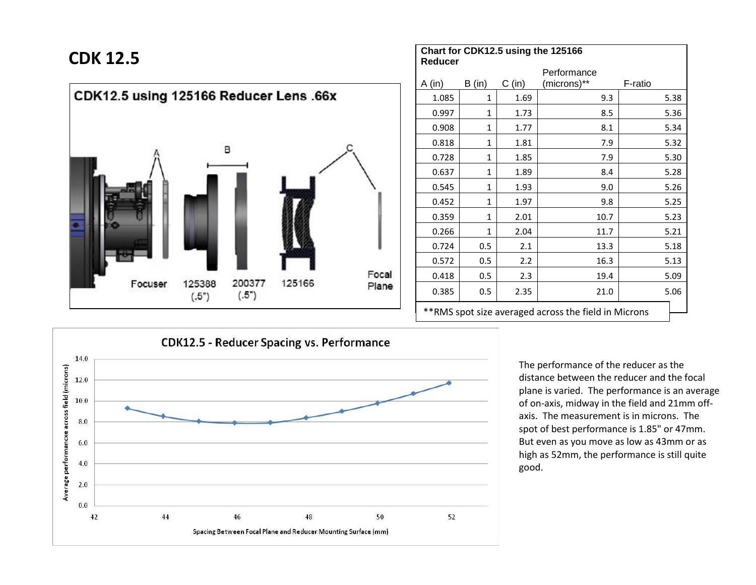# CDK 12.5

CDK12.5 using 125166 Reducer Lens .66x

A B C

Focuser 125388 (.5") 200377 (.5") 125166 Focal Plane

**Chart for CDK12.5 using the 125166 Reducer**

| A (in) | B (in) | C (in) | Performance (microns)** | F-ratio |
|---|---|---|---|---|
| 1.085 | 1 | 1.69 | 9.3 | 5.38 |
| 0.997 | 1 | 1.73 | 8.5 | 5.36 |
| 0.908 | 1 | 1.77 | 8.1 | 5.34 |
| 0.818 | 1 | 1.81 | 7.9 | 5.32 |
| 0.728 | 1 | 1.85 | 7.9 | 5.30 |
| 0.637 | 1 | 1.89 | 8.4 | 5.28 |
| 0.545 | 1 | 1.93 | 9.0 | 5.26 |
| 0.452 | 1 | 1.97 | 9.8 | 5.25 |
| 0.359 | 1 | 2.01 | 10.7 | 5.23 |
| 0.266 | 1 | 2.04 | 11.7 | 5.21 |
| 0.724 | 0.5 | 2.1 | 13.3 | 5.18 |
| 0.572 | 0.5 | 2.2 | 16.3 | 5.13 |
| 0.418 | 0.5 | 2.3 | 19.4 | 5.09 |
| 0.385 | 0.5 | 2.35 | 21.0 | 5.06 |

**RMS spot size averaged across the field in Microns

CDK12.5 - Reducer Spacing vs. Performance

Average performancxe across field (microns)

Spacing Between Focal Plane and Reducer Mounting Surface (mm)

The performance of the reducer as the distance between the reducer and the focal plane is varied. The performance is an average of on-axis, midway in the field and 21mm off-axis. The measurement is in microns. The spot of best performance is 1.85" or 47mm. But even as you move as low as 43mm or as high as 52mm, the performance is still quite good.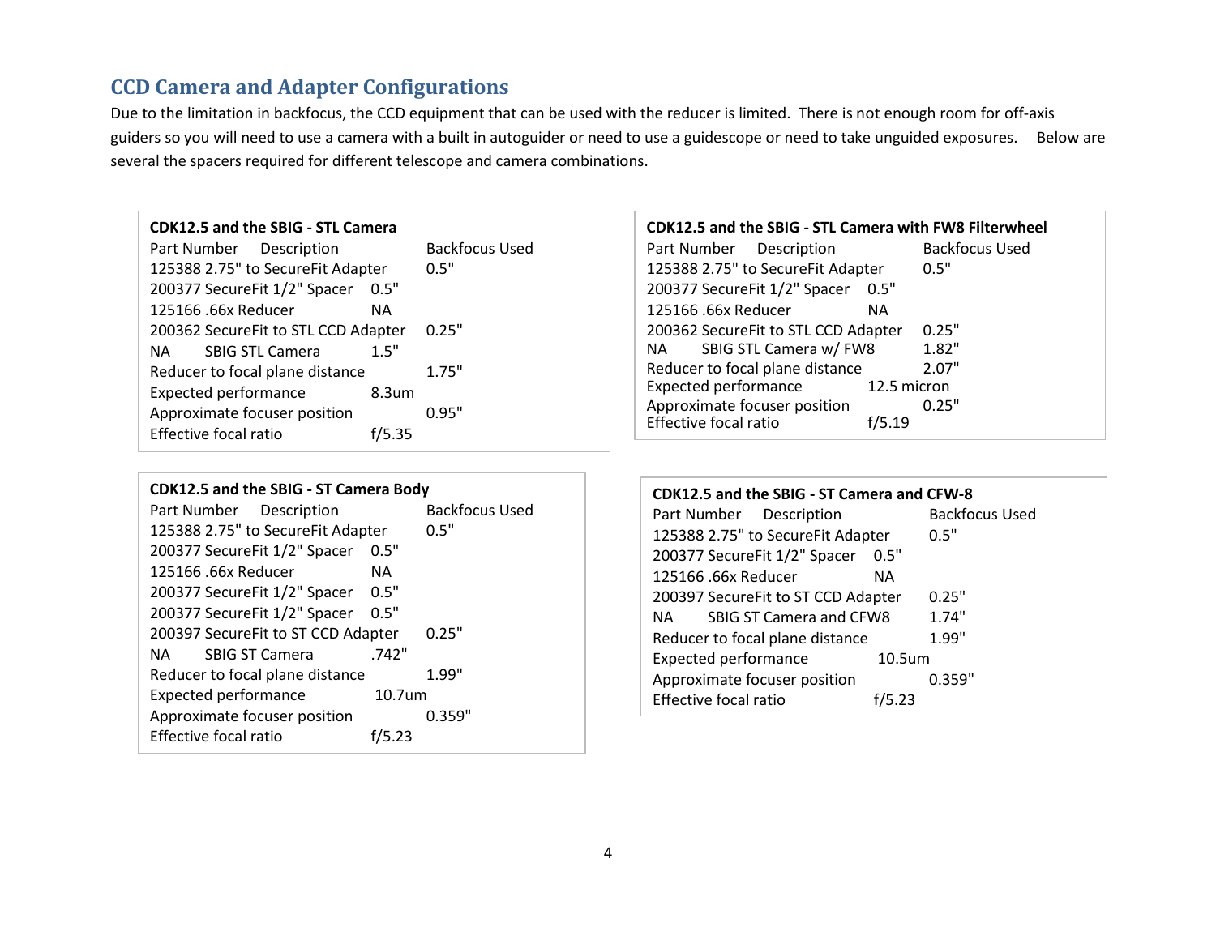## CCD Camera and Adapter Configurations

Due to the limitation in backfocus, the CCD equipment that can be used with the reducer is limited. There is not enough room for off-axis guiders so you will need to use a camera with a built in autoguider or need to use a guidescope or need to take unguided exposures. Below are several the spacers required for different telescope and camera combinations.

**CDK12.5 and the SBIG - STL Camera**

| Part Number | Description | Backfocus Used |
|---|---|---|
| 125388 | 2.75" to SecureFit Adapter | 0.5" |
| 200377 | SecureFit 1/2" Spacer | 0.5" |
| 125166 | .66x Reducer | NA |
| 200362 | SecureFit to STL CCD Adapter | 0.25" |
| NA | SBIG STL Camera | 1.5" |
| Reducer to focal plane distance | | 1.75" |
| Expected performance | | 8.3um |
| Approximate focuser position | | 0.95" |
| Effective focal ratio | | f/5.35 |

**CDK12.5 and the SBIG - STL Camera with FW8 Filterwheel**

| Part Number | Description | Backfocus Used |
|---|---|---|
| 125388 | 2.75" to SecureFit Adapter | 0.5" |
| 200377 | SecureFit 1/2" Spacer | 0.5" |
| 125166 | .66x Reducer | NA |
| 200362 | SecureFit to STL CCD Adapter | 0.25" |
| NA | SBIG STL Camera w/ FW8 | 1.82" |
| Reducer to focal plane distance | | 2.07" |
| Expected performance | | 12.5 micron |
| Approximate focuser position | | 0.25" |
| Effective focal ratio | | f/5.19 |

**CDK12.5 and the SBIG - ST Camera Body**

| Part Number | Description | Backfocus Used |
|---|---|---|
| 125388 | 2.75" to SecureFit Adapter | 0.5" |
| 200377 | SecureFit 1/2" Spacer | 0.5" |
| 125166 | .66x Reducer | NA |
| 200377 | SecureFit 1/2" Spacer | 0.5" |
| 200377 | SecureFit 1/2" Spacer | 0.5" |
| 200397 | SecureFit to ST CCD Adapter | 0.25" |
| NA | SBIG ST Camera | .742" |
| Reducer to focal plane distance | | 1.99" |
| Expected performance | | 10.7um |
| Approximate focuser position | | 0.359" |
| Effective focal ratio | | f/5.23 |

**CDK12.5 and the SBIG - ST Camera and CFW-8**

| Part Number | Description | Backfocus Used |
|---|---|---|
| 125388 | 2.75" to SecureFit Adapter | 0.5" |
| 200377 | SecureFit 1/2" Spacer | 0.5" |
| 125166 | .66x Reducer | NA |
| 200397 | SecureFit to ST CCD Adapter | 0.25" |
| NA | SBIG ST Camera and CFW8 | 1.74" |
| Reducer to focal plane distance | | 1.99" |
| Expected performance | | 10.5um |
| Approximate focuser position | | 0.359" |
| Effective focal ratio | | f/5.23 |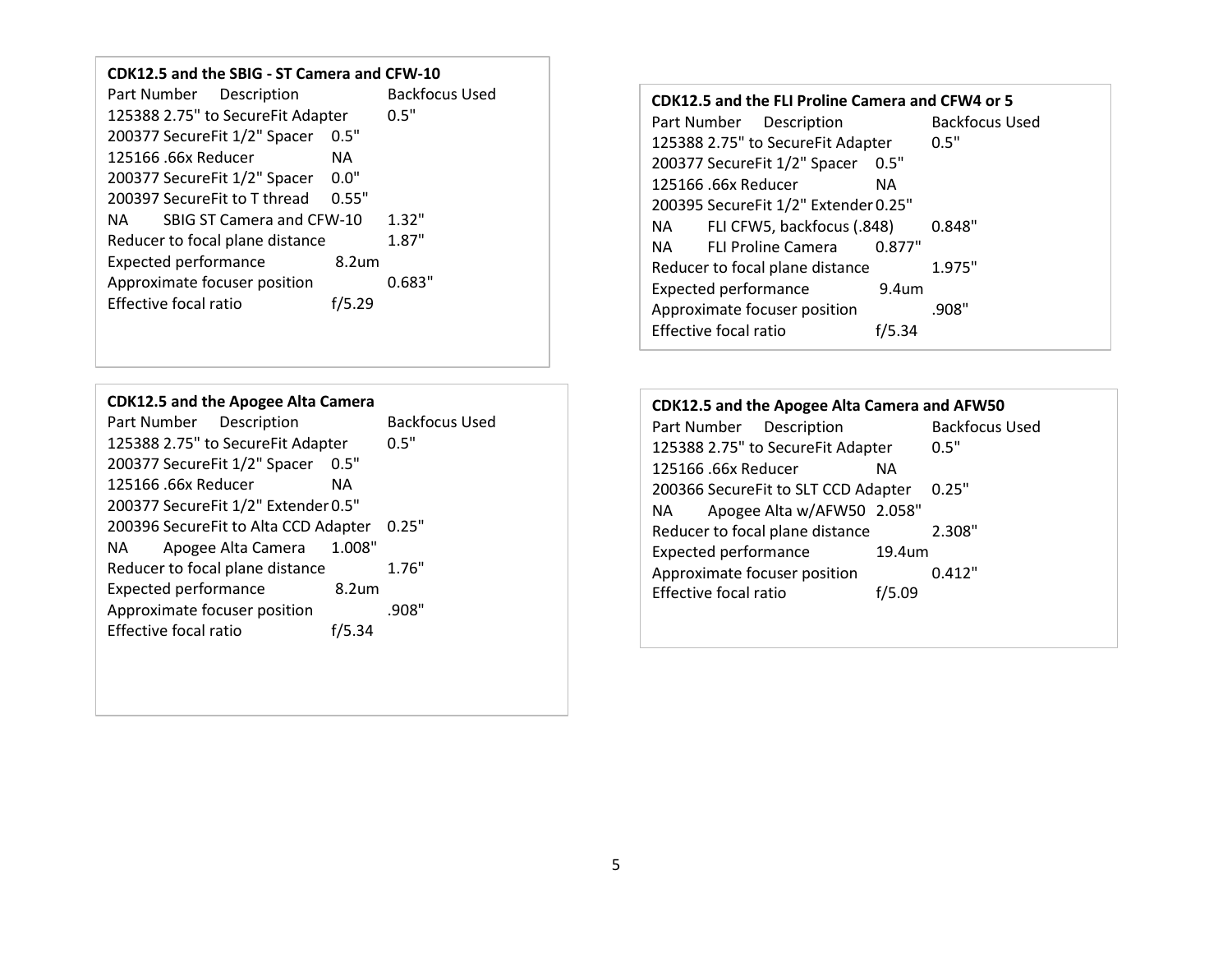**CDK12.5 and the SBIG - ST Camera and CFW-10**

| Part Number | Description | | Backfocus Used |
|---|---|---|---|
| 125388 | 2.75" to SecureFit Adapter | | 0.5" |
| 200377 | SecureFit 1/2" Spacer | 0.5" | |
| 125166 | .66x Reducer | NA | |
| 200377 | SecureFit 1/2" Spacer | 0.0" | |
| 200397 | SecureFit to T thread | 0.55" | |
| NA | SBIG ST Camera and CFW-10 | | 1.32" |
| Reducer to focal plane distance | | | 1.87" |
| Expected performance | | 8.2um | |
| Approximate focuser position | | | 0.683" |
| Effective focal ratio | | f/5.29 | |

**CDK12.5 and the FLI Proline Camera and CFW4 or 5**

| Part Number | Description | | Backfocus Used |
|---|---|---|---|
| 125388 | 2.75" to SecureFit Adapter | | 0.5" |
| 200377 | SecureFit 1/2" Spacer | 0.5" | |
| 125166 | .66x Reducer | NA | |
| 200395 | SecureFit 1/2" Extender | 0.25" | |
| NA | FLI CFW5, backfocus (.848) | | 0.848" |
| NA | FLI Proline Camera | 0.877" | |
| Reducer to focal plane distance | | | 1.975" |
| Expected performance | | 9.4um | |
| Approximate focuser position | | | .908" |
| Effective focal ratio | | f/5.34 | |

**CDK12.5 and the Apogee Alta Camera**

| Part Number | Description | | Backfocus Used |
|---|---|---|---|
| 125388 | 2.75" to SecureFit Adapter | | 0.5" |
| 200377 | SecureFit 1/2" Spacer | 0.5" | |
| 125166 | .66x Reducer | NA | |
| 200377 | SecureFit 1/2" Extender | 0.5" | |
| 200396 | SecureFit to Alta CCD Adapter | | 0.25" |
| NA | Apogee Alta Camera | 1.008" | |
| Reducer to focal plane distance | | | 1.76" |
| Expected performance | | 8.2um | |
| Approximate focuser position | | | .908" |
| Effective focal ratio | | f/5.34 | |

**CDK12.5 and the Apogee Alta Camera and AFW50**

| Part Number | Description | | Backfocus Used |
|---|---|---|---|
| 125388 | 2.75" to SecureFit Adapter | | 0.5" |
| 125166 | .66x Reducer | NA | |
| 200366 | SecureFit to SLT CCD Adapter | | 0.25" |
| NA | Apogee Alta w/AFW50 | 2.058" | |
| Reducer to focal plane distance | | | 2.308" |
| Expected performance | | 19.4um | |
| Approximate focuser position | | | 0.412" |
| Effective focal ratio | | f/5.09 | |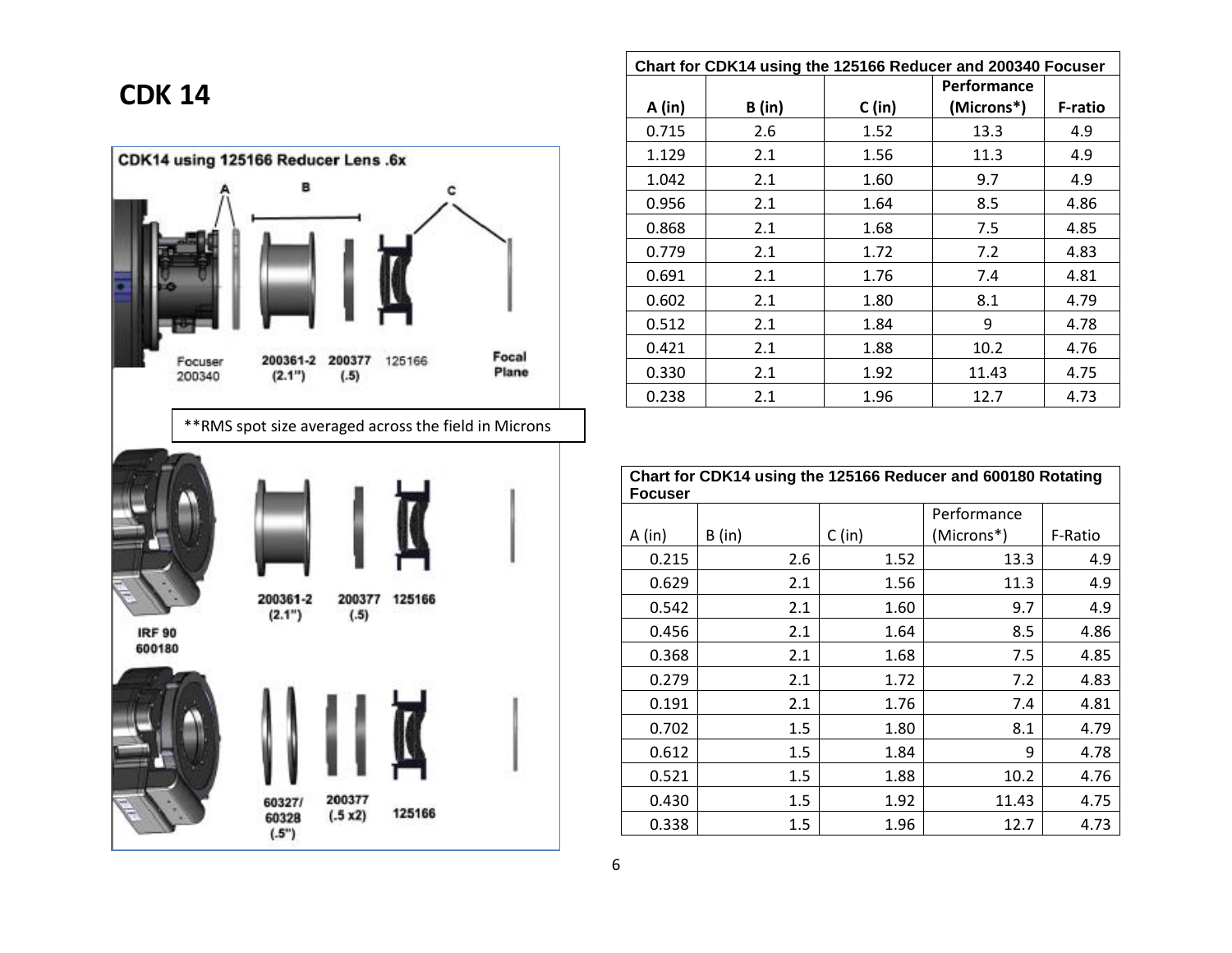# CDK 14

CDK14 using 125166 Reducer Lens .6x

A B C

Focuser 200340 | 200361-2 (2.1") | 200377 (.5) | 125166 | Focal Plane

**RMS spot size averaged across the field in Microns

IRF 90 600180 | 200361-2 (2.1") | 200377 (.5) | 125166

60327/ 60328 (.5") | 200377 (.5 x2) | 125166

| Chart for CDK14 using the 125166 Reducer and 200340 Focuser | | | | |
|---|---|---|---|---|
| A (in) | B (in) | C (in) | Performance (Microns*) | F-ratio |
| 0.715 | 2.6 | 1.52 | 13.3 | 4.9 |
| 1.129 | 2.1 | 1.56 | 11.3 | 4.9 |
| 1.042 | 2.1 | 1.60 | 9.7 | 4.9 |
| 0.956 | 2.1 | 1.64 | 8.5 | 4.86 |
| 0.868 | 2.1 | 1.68 | 7.5 | 4.85 |
| 0.779 | 2.1 | 1.72 | 7.2 | 4.83 |
| 0.691 | 2.1 | 1.76 | 7.4 | 4.81 |
| 0.602 | 2.1 | 1.80 | 8.1 | 4.79 |
| 0.512 | 2.1 | 1.84 | 9 | 4.78 |
| 0.421 | 2.1 | 1.88 | 10.2 | 4.76 |
| 0.330 | 2.1 | 1.92 | 11.43 | 4.75 |
| 0.238 | 2.1 | 1.96 | 12.7 | 4.73 |

| Chart for CDK14 using the 125166 Reducer and 600180 Rotating Focuser | | | | |
|---|---|---|---|---|
| A (in) | B (in) | C (in) | Performance (Microns*) | F-Ratio |
| 0.215 | 2.6 | 1.52 | 13.3 | 4.9 |
| 0.629 | 2.1 | 1.56 | 11.3 | 4.9 |
| 0.542 | 2.1 | 1.60 | 9.7 | 4.9 |
| 0.456 | 2.1 | 1.64 | 8.5 | 4.86 |
| 0.368 | 2.1 | 1.68 | 7.5 | 4.85 |
| 0.279 | 2.1 | 1.72 | 7.2 | 4.83 |
| 0.191 | 2.1 | 1.76 | 7.4 | 4.81 |
| 0.702 | 1.5 | 1.80 | 8.1 | 4.79 |
| 0.612 | 1.5 | 1.84 | 9 | 4.78 |
| 0.521 | 1.5 | 1.88 | 10.2 | 4.76 |
| 0.430 | 1.5 | 1.92 | 11.43 | 4.75 |
| 0.338 | 1.5 | 1.96 | 12.7 | 4.73 |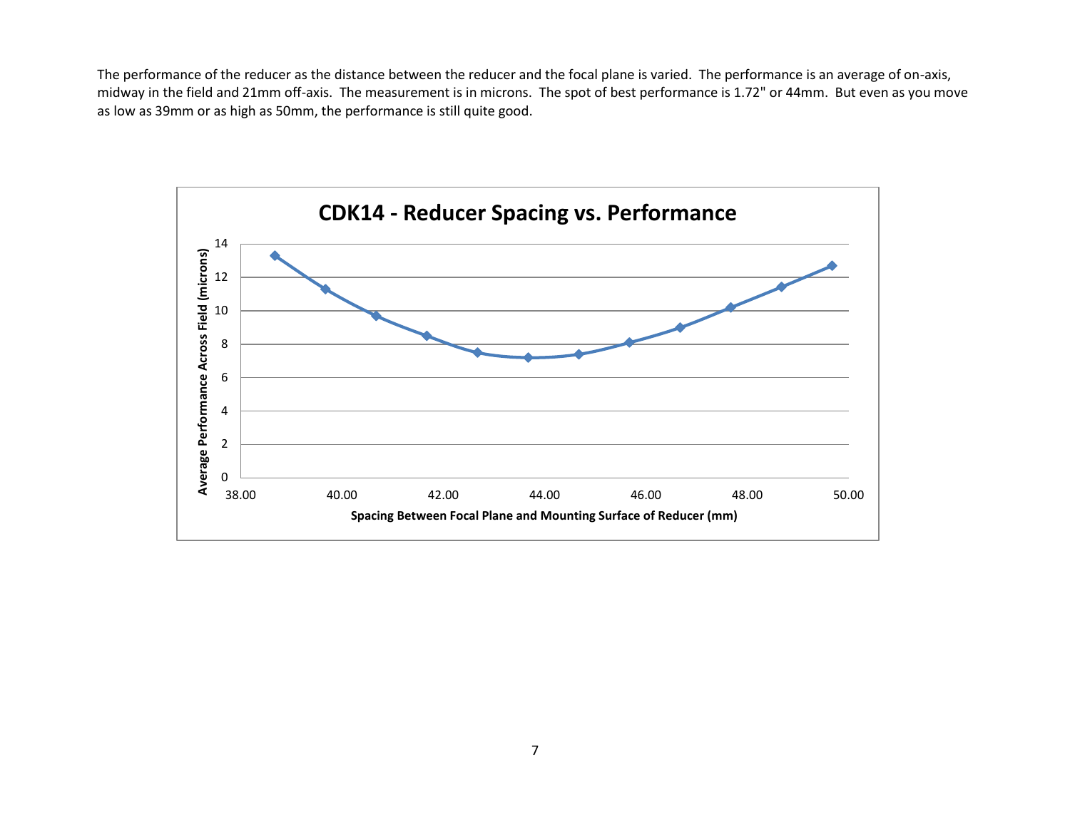The performance of the reducer as the distance between the reducer and the focal plane is varied. The performance is an average of on-axis, midway in the field and 21mm off-axis. The measurement is in microns. The spot of best performance is 1.72" or 44mm. But even as you move as low as 39mm or as high as 50mm, the performance is still quite good.

**CDK14 - Reducer Spacing vs. Performance**

Average Performance Across Field (microns)

Spacing Between Focal Plane and Mounting Surface of Reducer (mm)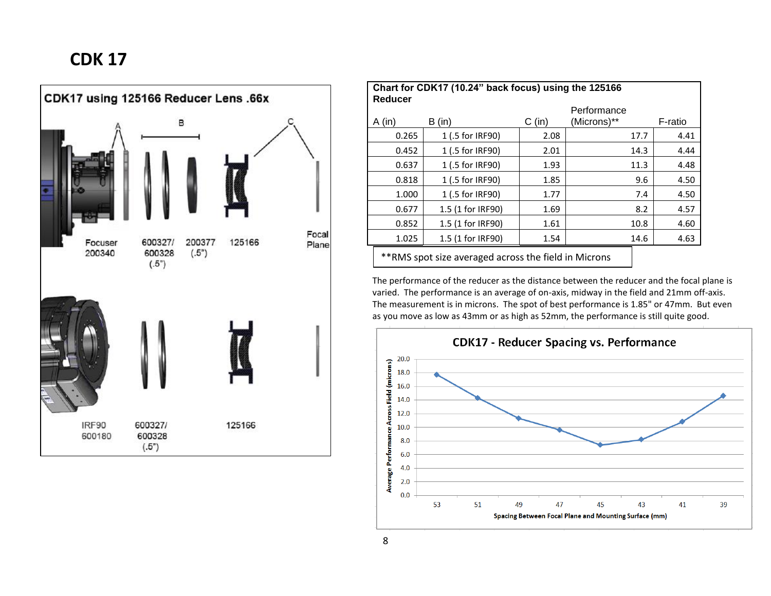# CDK 17

**CDK17 using 125166 Reducer Lens .66x**

A B C

Focuser 200340 | 600327/ 600328 (.5") | 200377 (.5") | 125166 | Focal Plane

IRF90 600180 | 600327/ 600328 (.5") | 125166

**Chart for CDK17 (10.24" back focus) using the 125166 Reducer**

| A (in) | B (in) | C (in) | Performance (Microns)** | F-ratio |
|---|---|---|---|---|
| 0.265 | 1 (.5 for IRF90) | 2.08 | 17.7 | 4.41 |
| 0.452 | 1 (.5 for IRF90) | 2.01 | 14.3 | 4.44 |
| 0.637 | 1 (.5 for IRF90) | 1.93 | 11.3 | 4.48 |
| 0.818 | 1 (.5 for IRF90) | 1.85 | 9.6 | 4.50 |
| 1.000 | 1 (.5 for IRF90) | 1.77 | 7.4 | 4.50 |
| 0.677 | 1.5 (1 for IRF90) | 1.69 | 8.2 | 4.57 |
| 0.852 | 1.5 (1 for IRF90) | 1.61 | 10.8 | 4.60 |
| 1.025 | 1.5 (1 for IRF90) | 1.54 | 14.6 | 4.63 |

**RMS spot size averaged across the field in Microns

The performance of the reducer as the distance between the reducer and the focal plane is varied. The performance is an average of on-axis, midway in the field and 21mm off-axis. The measurement is in microns. The spot of best performance is 1.85" or 47mm. But even as you move as low as 43mm or as high as 52mm, the performance is still quite good.

**CDK17 - Reducer Spacing vs. Performance**

| Spacing Between Focal Plane and Mounting Surface (mm) | 53 | 51 | 49 | 47 | 45 | 43 | 41 | 39 |
|---|---|---|---|---|---|---|---|---|
| Average Performance Across Field (microns) | 17.7 | 14.3 | 11.3 | 9.6 | 7.4 | 8.2 | 10.8 | 14.6 |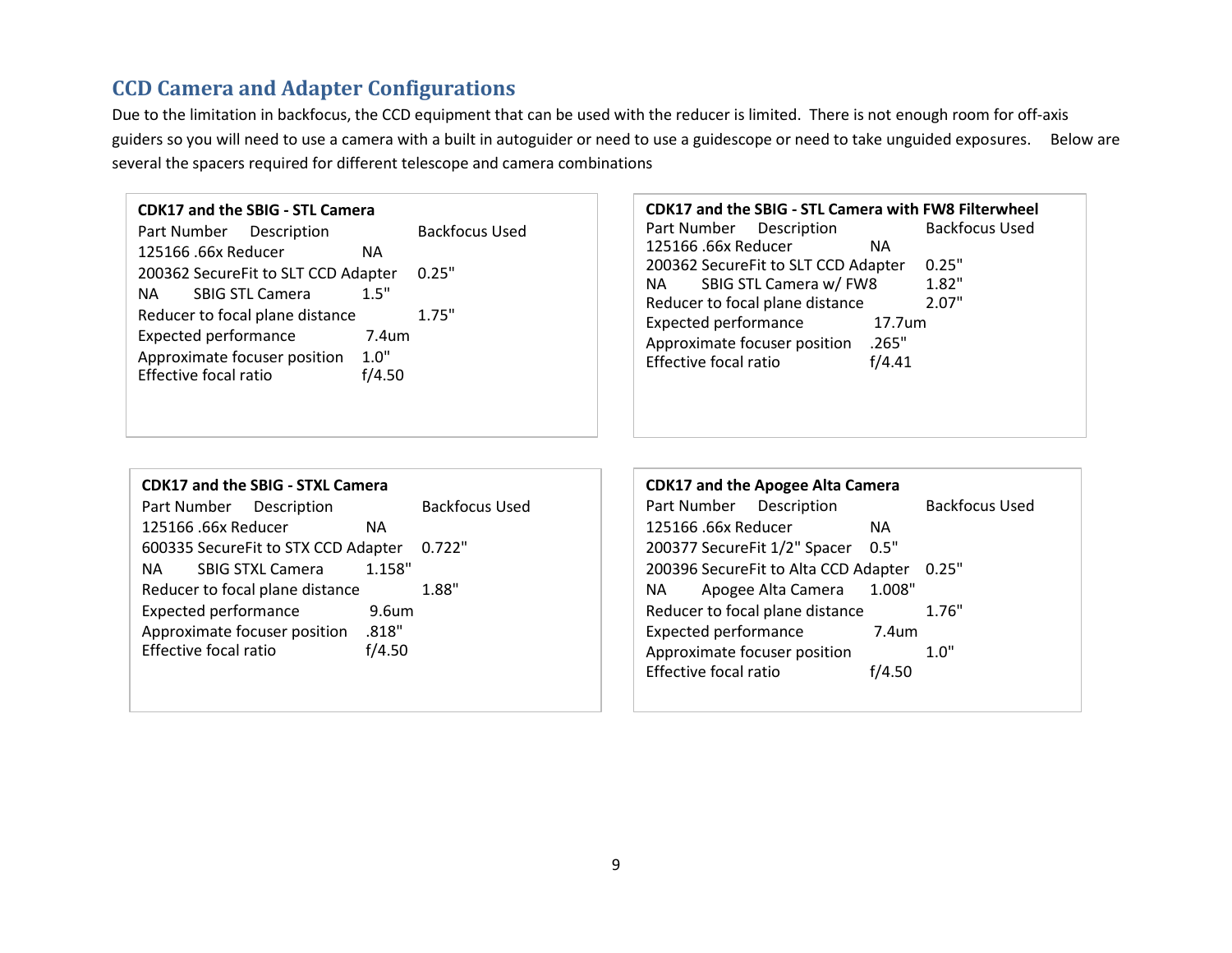## CCD Camera and Adapter Configurations

Due to the limitation in backfocus, the CCD equipment that can be used with the reducer is limited. There is not enough room for off-axis guiders so you will need to use a camera with a built in autoguider or need to use a guidescope or need to take unguided exposures. Below are several the spacers required for different telescope and camera combinations

**CDK17 and the SBIG - STL Camera**

| Part Number | Description | | Backfocus Used |
|---|---|---|---|
| 125166 | .66x Reducer | NA | |
| 200362 | SecureFit to SLT CCD Adapter | | 0.25" |
| NA | SBIG STL Camera | 1.5" | |
| Reducer to focal plane distance | | | 1.75" |
| Expected performance | | 7.4um | |
| Approximate focuser position | | 1.0" | |
| Effective focal ratio | | f/4.50 | |

**CDK17 and the SBIG - STL Camera with FW8 Filterwheel**

| Part Number | Description | | Backfocus Used |
|---|---|---|---|
| 125166 | .66x Reducer | NA | |
| 200362 | SecureFit to SLT CCD Adapter | | 0.25" |
| NA | SBIG STL Camera w/ FW8 | | 1.82" |
| Reducer to focal plane distance | | | 2.07" |
| Expected performance | | 17.7um | |
| Approximate focuser position | | .265" | |
| Effective focal ratio | | f/4.41 | |

**CDK17 and the SBIG - STXL Camera**

| Part Number | Description | | Backfocus Used |
|---|---|---|---|
| 125166 | .66x Reducer | NA | |
| 600335 | SecureFit to STX CCD Adapter | | 0.722" |
| NA | SBIG STXL Camera | 1.158" | |
| Reducer to focal plane distance | | | 1.88" |
| Expected performance | | 9.6um | |
| Approximate focuser position | | .818" | |
| Effective focal ratio | | f/4.50 | |

**CDK17 and the Apogee Alta Camera**

| Part Number | Description | | Backfocus Used |
|---|---|---|---|
| 125166 | .66x Reducer | NA | |
| 200377 | SecureFit 1/2" Spacer | 0.5" | |
| 200396 | SecureFit to Alta CCD Adapter | | 0.25" |
| NA | Apogee Alta Camera | 1.008" | |
| Reducer to focal plane distance | | | 1.76" |
| Expected performance | | 7.4um | |
| Approximate focuser position | | | 1.0" |
| Effective focal ratio | | f/4.50 | |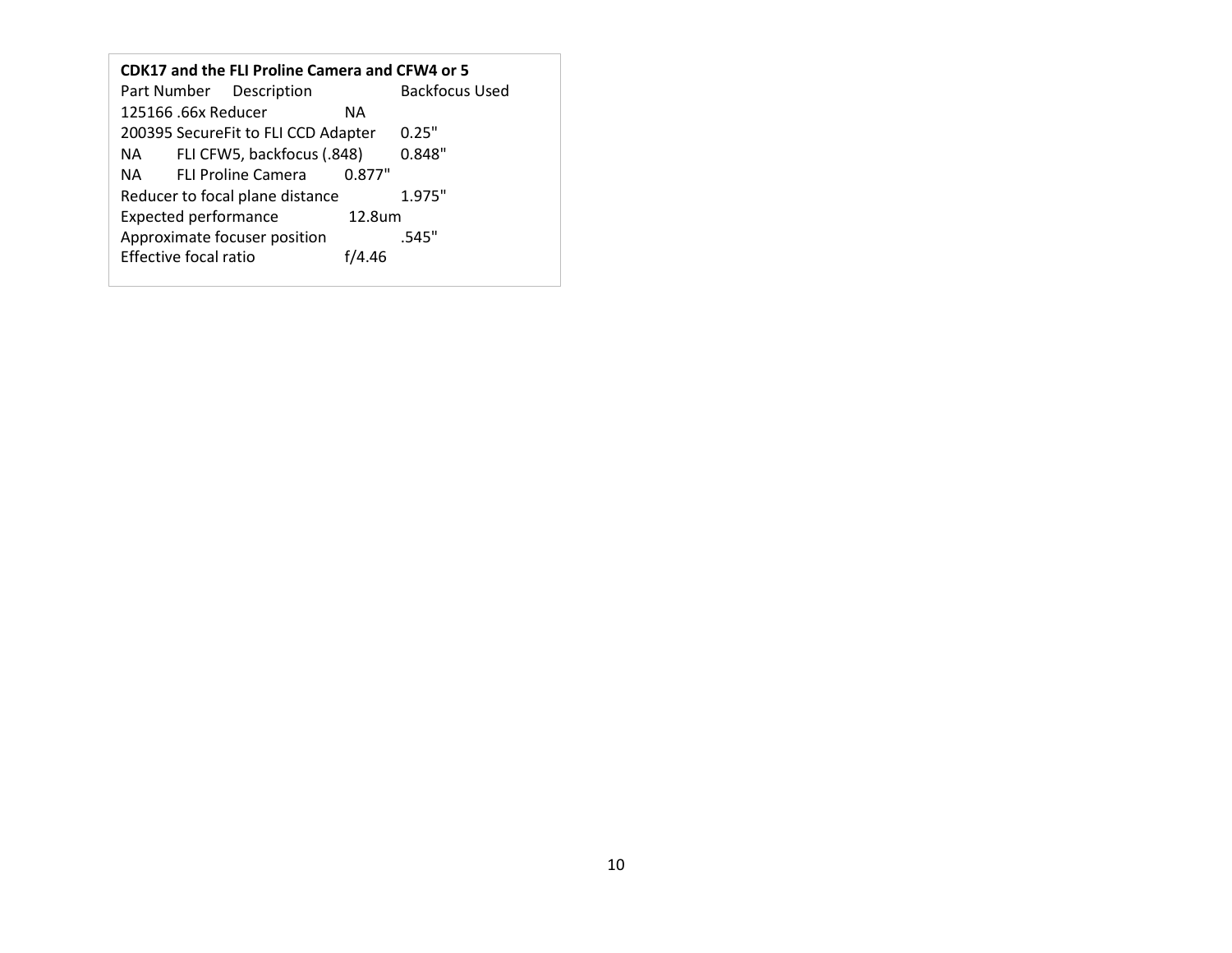**CDK17 and the FLI Proline Camera and CFW4 or 5**

| Part Number | Description | Backfocus Used |
|---|---|---|
| 125166 | .66x Reducer | NA |
| 200395 | SecureFit to FLI CCD Adapter | 0.25" |
| NA | FLI CFW5, backfocus (.848) | 0.848" |
| NA | FLI Proline Camera | 0.877" |
| Reducer to focal plane distance | | 1.975" |
| Expected performance | | 12.8um |
| Approximate focuser position | | .545" |
| Effective focal ratio | | f/4.46 |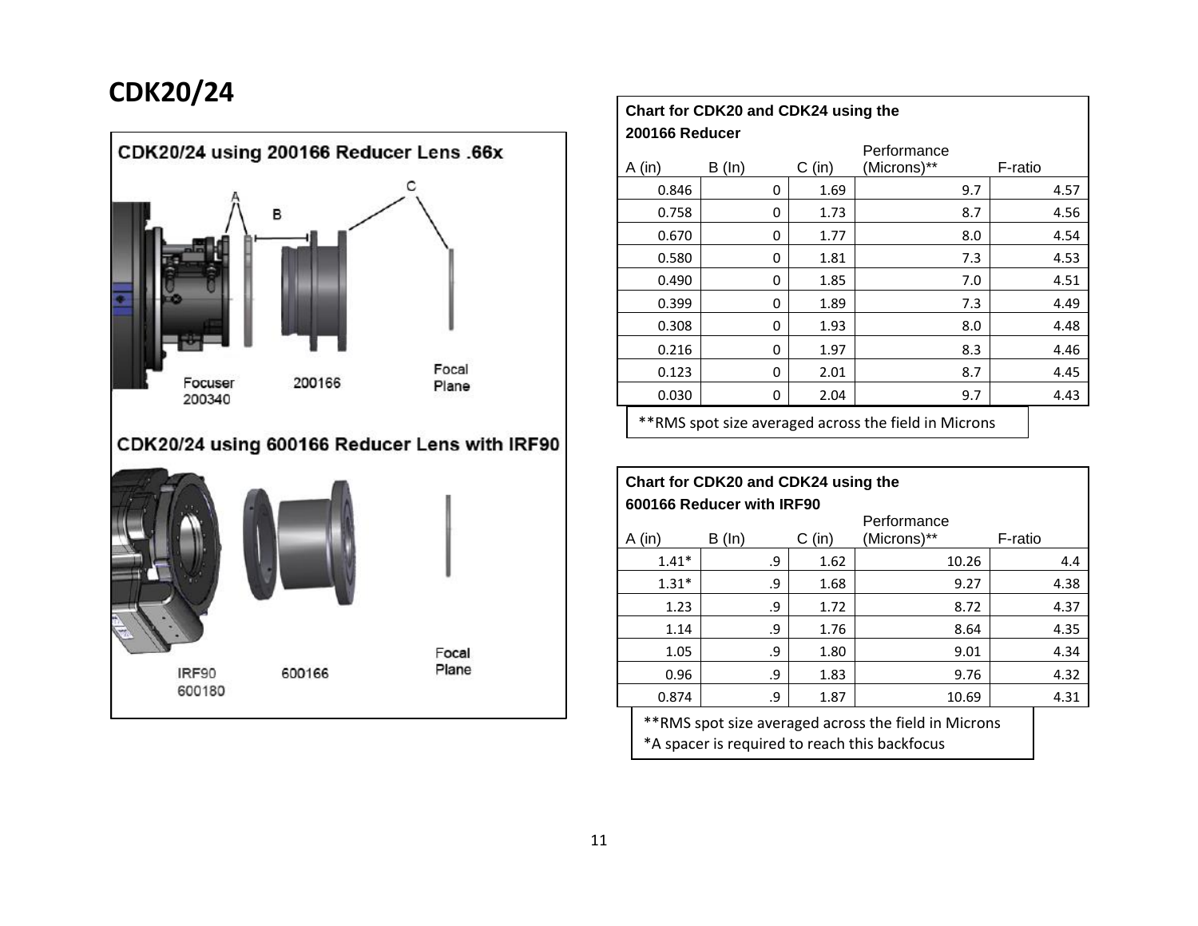# CDK20/24

CDK20/24 using 200166 Reducer Lens .66x

A B C

Focuser 200340 200166 Focal Plane

CDK20/24 using 600166 Reducer Lens with IRF90

IRF90 600180 600166 Focal Plane

**Chart for CDK20 and CDK24 using the 200166 Reducer**

| A (in) | B (In) | C (in) | Performance (Microns)** | F-ratio |
|---|---|---|---|---|
| 0.846 | 0 | 1.69 | 9.7 | 4.57 |
| 0.758 | 0 | 1.73 | 8.7 | 4.56 |
| 0.670 | 0 | 1.77 | 8.0 | 4.54 |
| 0.580 | 0 | 1.81 | 7.3 | 4.53 |
| 0.490 | 0 | 1.85 | 7.0 | 4.51 |
| 0.399 | 0 | 1.89 | 7.3 | 4.49 |
| 0.308 | 0 | 1.93 | 8.0 | 4.48 |
| 0.216 | 0 | 1.97 | 8.3 | 4.46 |
| 0.123 | 0 | 2.01 | 8.7 | 4.45 |
| 0.030 | 0 | 2.04 | 9.7 | 4.43 |

**RMS spot size averaged across the field in Microns

**Chart for CDK20 and CDK24 using the 600166 Reducer with IRF90**

| A (in) | B (In) | C (in) | Performance (Microns)** | F-ratio |
|---|---|---|---|---|
| 1.41* | .9 | 1.62 | 10.26 | 4.4 |
| 1.31* | .9 | 1.68 | 9.27 | 4.38 |
| 1.23 | .9 | 1.72 | 8.72 | 4.37 |
| 1.14 | .9 | 1.76 | 8.64 | 4.35 |
| 1.05 | .9 | 1.80 | 9.01 | 4.34 |
| 0.96 | .9 | 1.83 | 9.76 | 4.32 |
| 0.874 | .9 | 1.87 | 10.69 | 4.31 |

**RMS spot size averaged across the field in Microns
*A spacer is required to reach this backfocus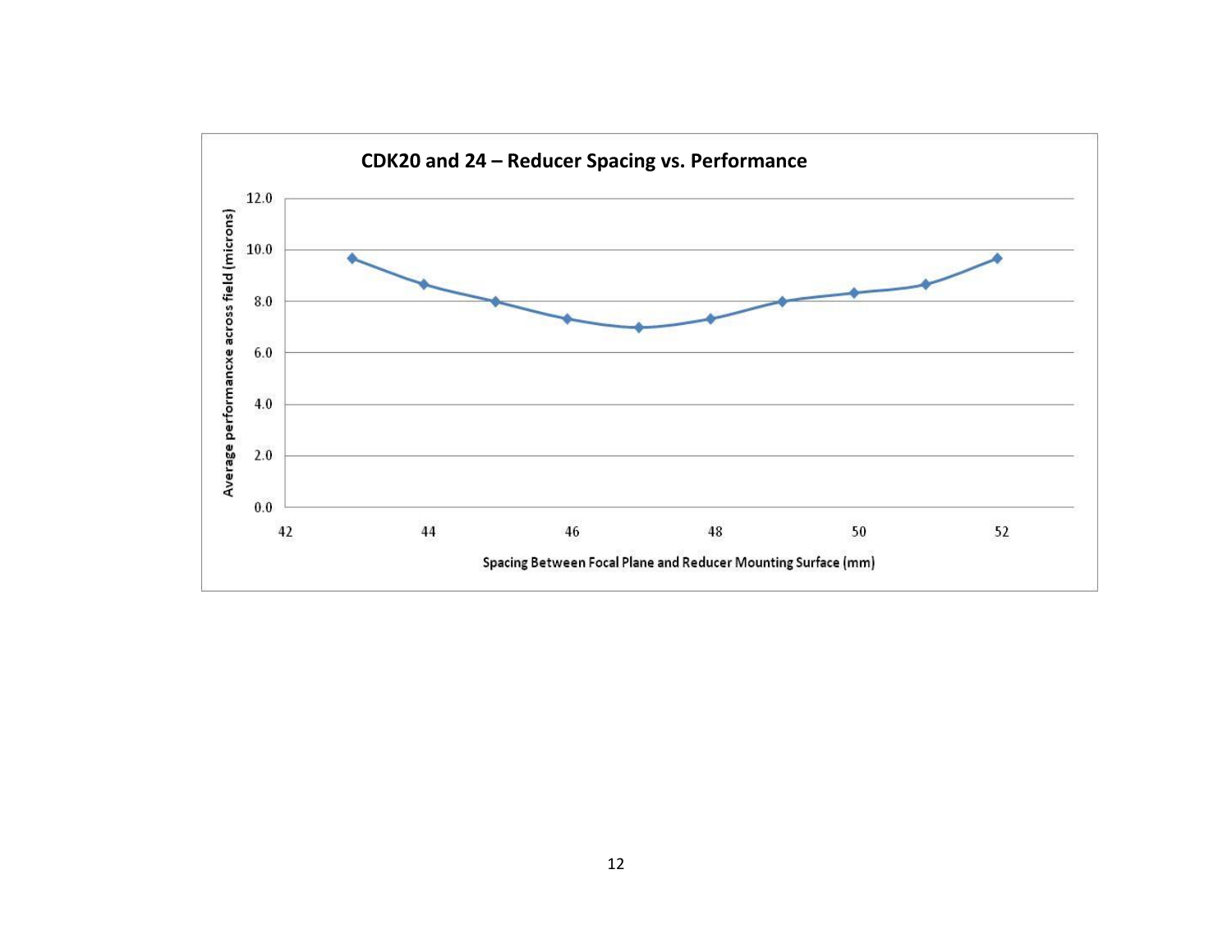**CDK20 and 24 – Reducer Spacing vs. Performance**

Average performancxe across field (microns)

Spacing Between Focal Plane and Reducer Mounting Surface (mm)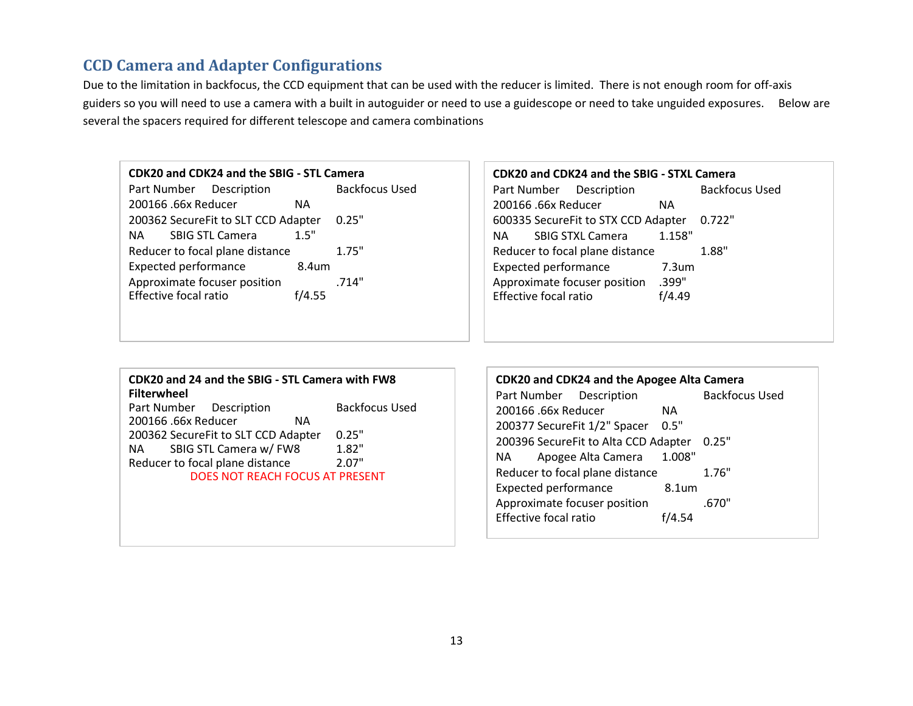## CCD Camera and Adapter Configurations

Due to the limitation in backfocus, the CCD equipment that can be used with the reducer is limited. There is not enough room for off-axis guiders so you will need to use a camera with a built in autoguider or need to use a guidescope or need to take unguided exposures. Below are several the spacers required for different telescope and camera combinations

**CDK20 and CDK24 and the SBIG - STL Camera**

| Part Number | Description | | Backfocus Used |
|---|---|---|---|
| 200166 | .66x Reducer | NA | |
| 200362 | SecureFit to SLT CCD Adapter | | 0.25" |
| NA | SBIG STL Camera | 1.5" | |
| Reducer to focal plane distance | | | 1.75" |
| Expected performance | | 8.4um | |
| Approximate focuser position | | | .714" |
| Effective focal ratio | | f/4.55 | |

**CDK20 and CDK24 and the SBIG - STXL Camera**

| Part Number | Description | | Backfocus Used |
|---|---|---|---|
| 200166 | .66x Reducer | NA | |
| 600335 | SecureFit to STX CCD Adapter | | 0.722" |
| NA | SBIG STXL Camera | 1.158" | |
| Reducer to focal plane distance | | | 1.88" |
| Expected performance | | 7.3um | |
| Approximate focuser position | | .399" | |
| Effective focal ratio | | f/4.49 | |

**CDK20 and 24 and the SBIG - STL Camera with FW8 Filterwheel**

| Part Number | Description | | Backfocus Used |
|---|---|---|---|
| 200166 | .66x Reducer | NA | |
| 200362 | SecureFit to SLT CCD Adapter | | 0.25" |
| NA | SBIG STL Camera w/ FW8 | | 1.82" |
| Reducer to focal plane distance | | | 2.07" |

DOES NOT REACH FOCUS AT PRESENT

**CDK20 and CDK24 and the Apogee Alta Camera**

| Part Number | Description | | Backfocus Used |
|---|---|---|---|
| 200166 | .66x Reducer | NA | |
| 200377 | SecureFit 1/2" Spacer | 0.5" | |
| 200396 | SecureFit to Alta CCD Adapter | | 0.25" |
| NA | Apogee Alta Camera | 1.008" | |
| Reducer to focal plane distance | | | 1.76" |
| Expected performance | | 8.1um | |
| Approximate focuser position | | | .670" |
| Effective focal ratio | | f/4.54 | |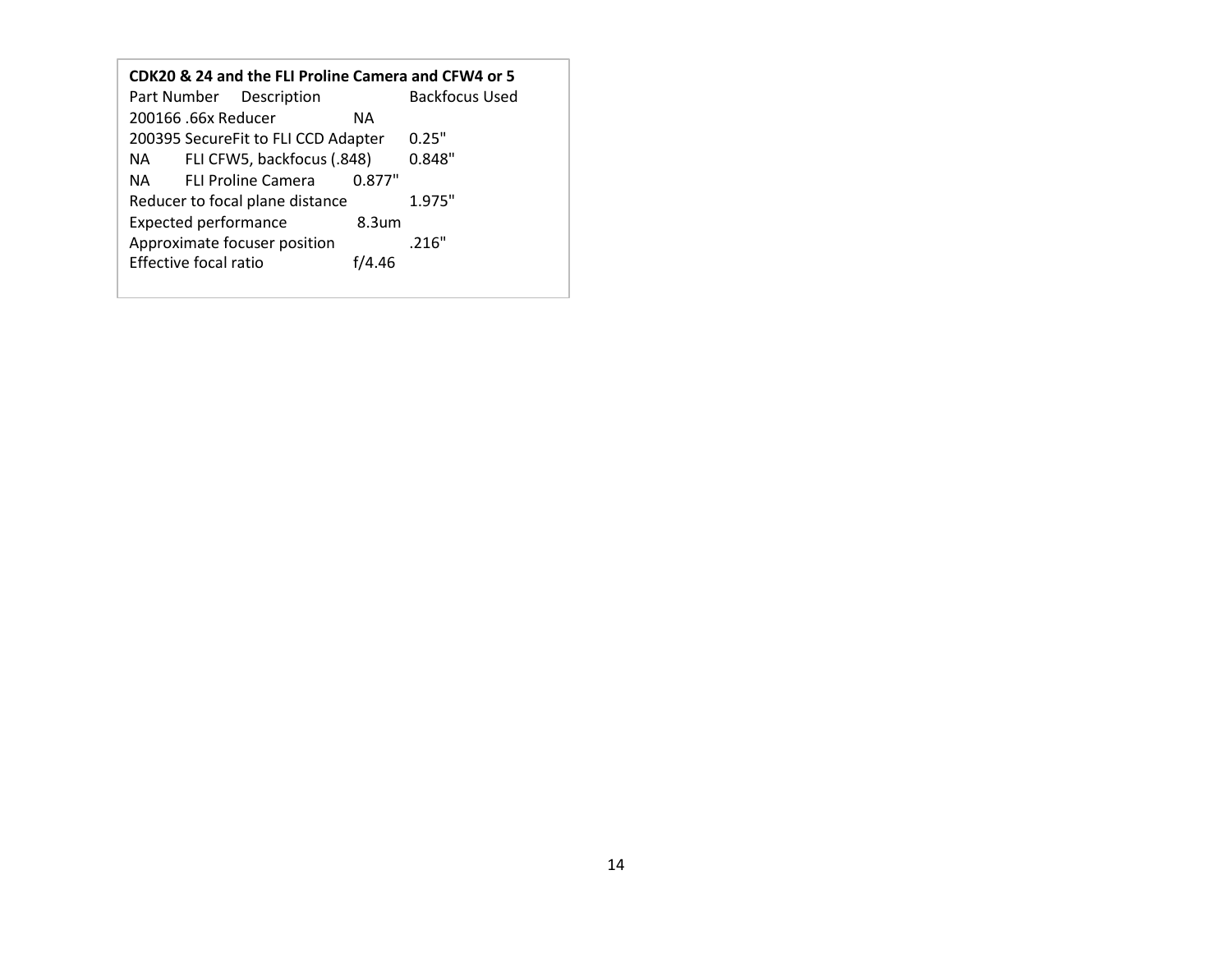**CDK20 & 24 and the FLI Proline Camera and CFW4 or 5**

| Part Number | Description | Backfocus Used |
|---|---|---|
| 200166 | .66x Reducer | NA |
| 200395 | SecureFit to FLI CCD Adapter | 0.25" |
| NA | FLI CFW5, backfocus (.848) | 0.848" |
| NA | FLI Proline Camera | 0.877" |
| Reducer to focal plane distance | | 1.975" |
| Expected performance | | 8.3um |
| Approximate focuser position | | .216" |
| Effective focal ratio | | f/4.46 |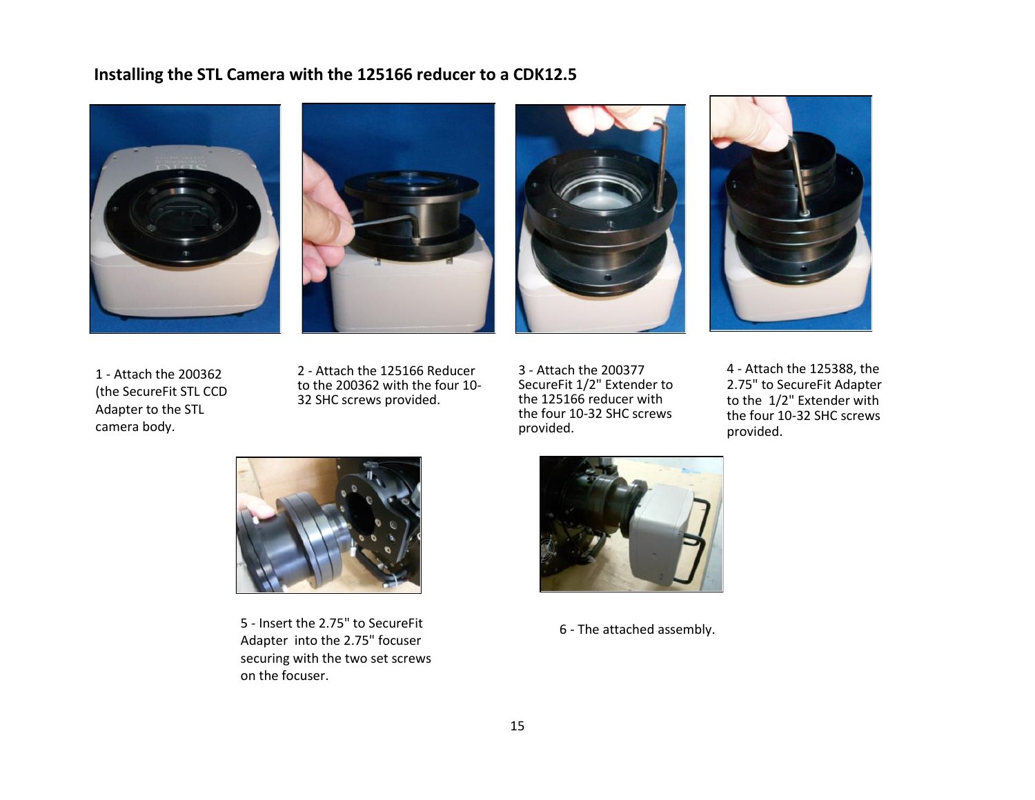### Installing the STL Camera with the 125166 reducer to a CDK12.5

1 - Attach the 200362 (the SecureFit STL CCD Adapter to the STL camera body.

2 - Attach the 125166 Reducer to the 200362 with the four 10-32 SHC screws provided.

3 - Attach the 200377 SecureFit 1/2" Extender to the 125166 reducer with the four 10-32 SHC screws provided.

4 - Attach the 125388, the 2.75" to SecureFit Adapter to the 1/2" Extender with the four 10-32 SHC screws provided.

5 - Insert the 2.75" to SecureFit Adapter into the 2.75" focuser securing with the two set screws on the focuser.

6 - The attached assembly.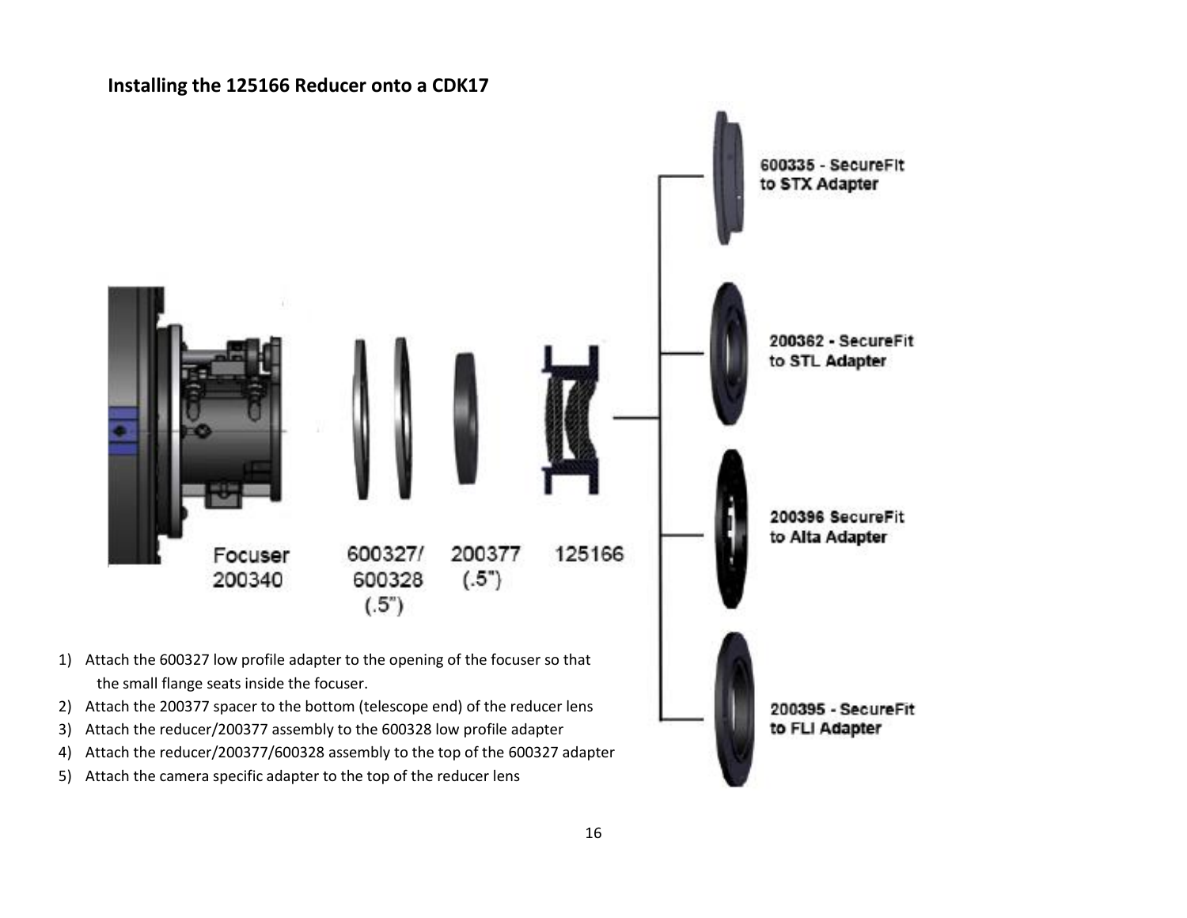## Installing the 125166 Reducer onto a CDK17

Focuser 200340

600327/ 600328 (.5")

200377 (.5")

125166

600335 - SecureFit to STX Adapter

200362 - SecureFit to STL Adapter

200396 SecureFit to Alta Adapter

200395 - SecureFit to FLI Adapter

1) Attach the 600327 low profile adapter to the opening of the focuser so that the small flange seats inside the focuser.
2) Attach the 200377 spacer to the bottom (telescope end) of the reducer lens
3) Attach the reducer/200377 assembly to the 600328 low profile adapter
4) Attach the reducer/200377/600328 assembly to the top of the 600327 adapter
5) Attach the camera specific adapter to the top of the reducer lens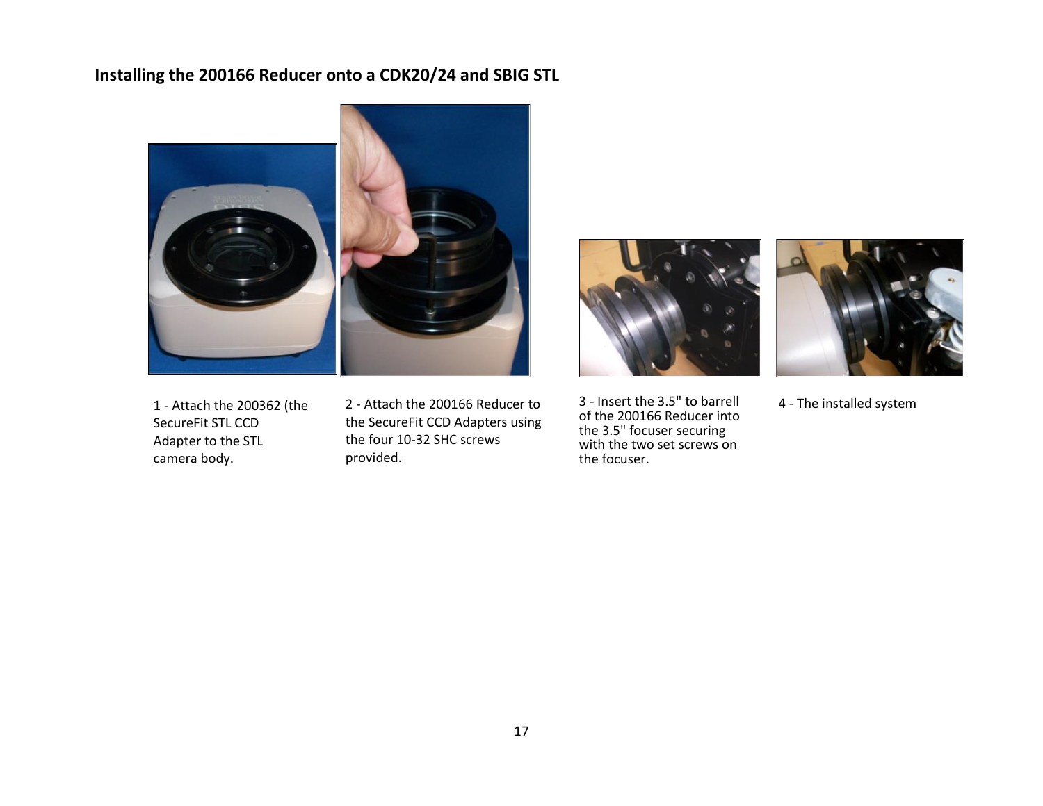## Installing the 200166 Reducer onto a CDK20/24 and SBIG STL

1 - Attach the 200362 (the SecureFit STL CCD Adapter to the STL camera body.

2 - Attach the 200166 Reducer to the SecureFit CCD Adapters using the four 10-32 SHC screws provided.

3 - Insert the 3.5" to barrell of the 200166 Reducer into the 3.5" focuser securing with the two set screws on the focuser.

4 - The installed system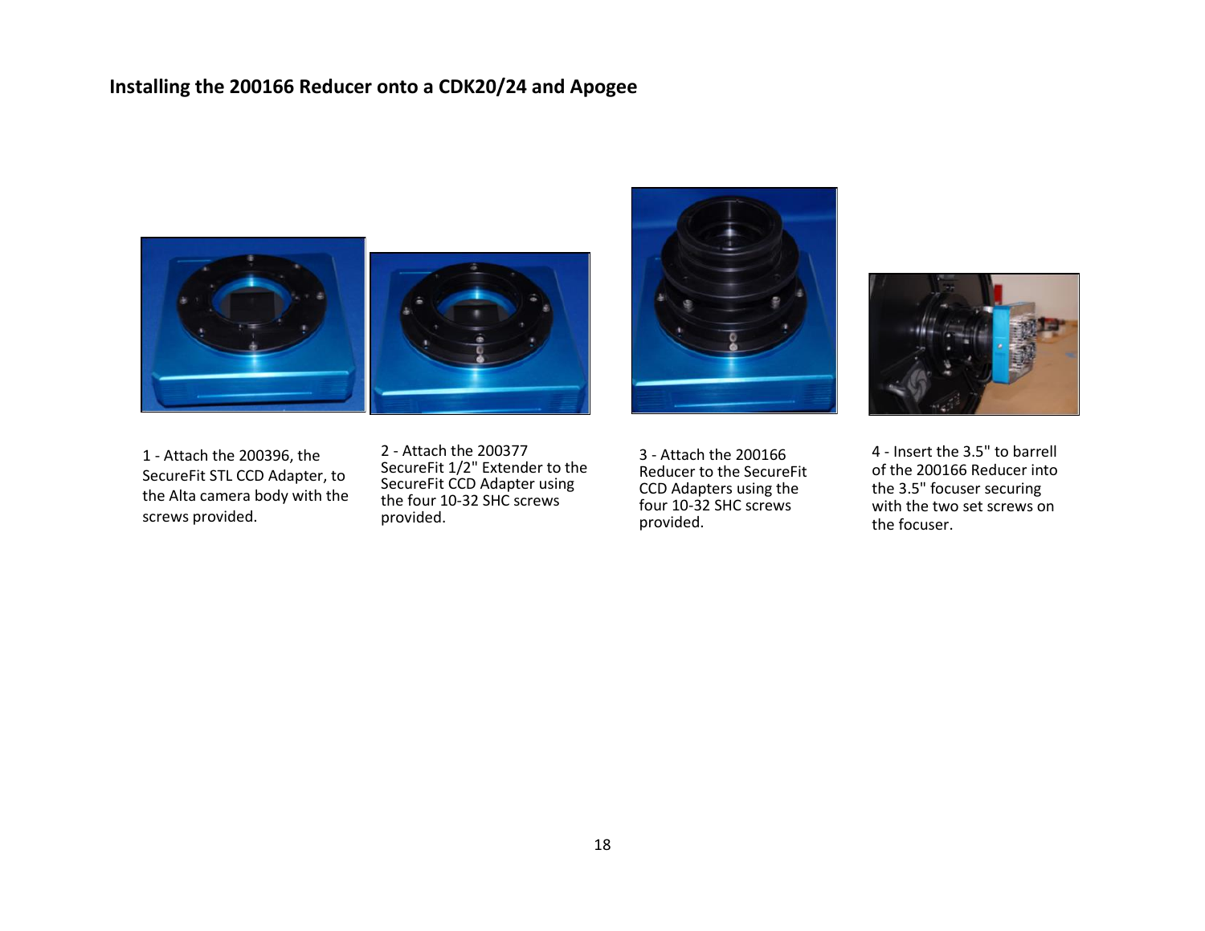## Installing the 200166 Reducer onto a CDK20/24 and Apogee

1 - Attach the 200396, the SecureFit STL CCD Adapter, to the Alta camera body with the screws provided.

2 - Attach the 200377 SecureFit 1/2" Extender to the SecureFit CCD Adapter using the four 10-32 SHC screws provided.

3 - Attach the 200166 Reducer to the SecureFit CCD Adapters using the four 10-32 SHC screws provided.

4 - Insert the 3.5" to barrell of the 200166 Reducer into the 3.5" focuser securing with the two set screws on the focuser.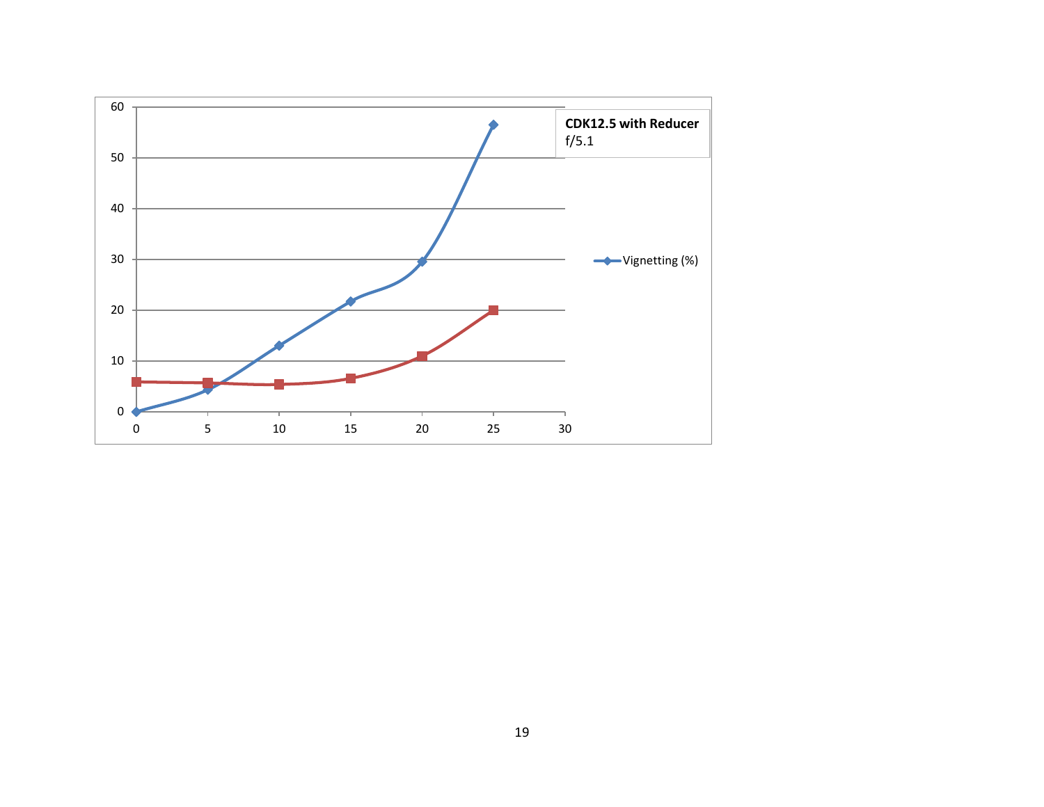**CDK12.5 with Reducer**
f/5.1

Vignetting (%)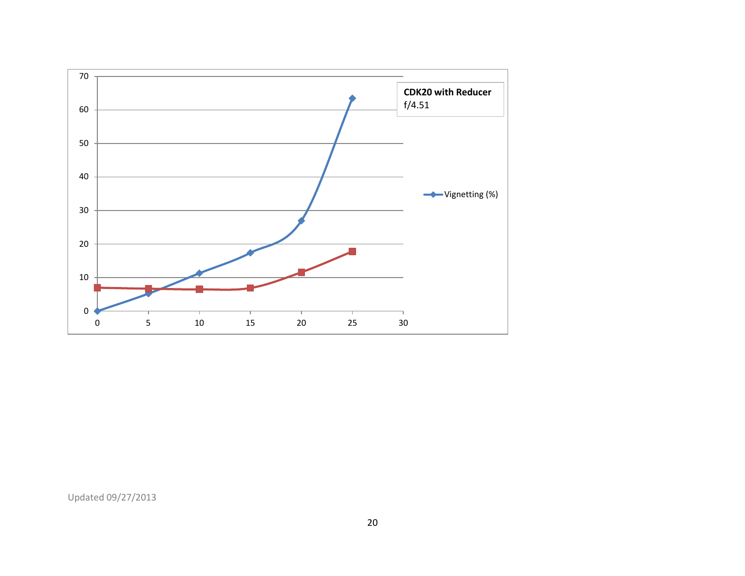**CDK20 with Reducer**
f/4.51

Vignetting (%)

70
60
50
40
30
20
10
0

0 5 10 15 20 25 30

Updated 09/27/2013